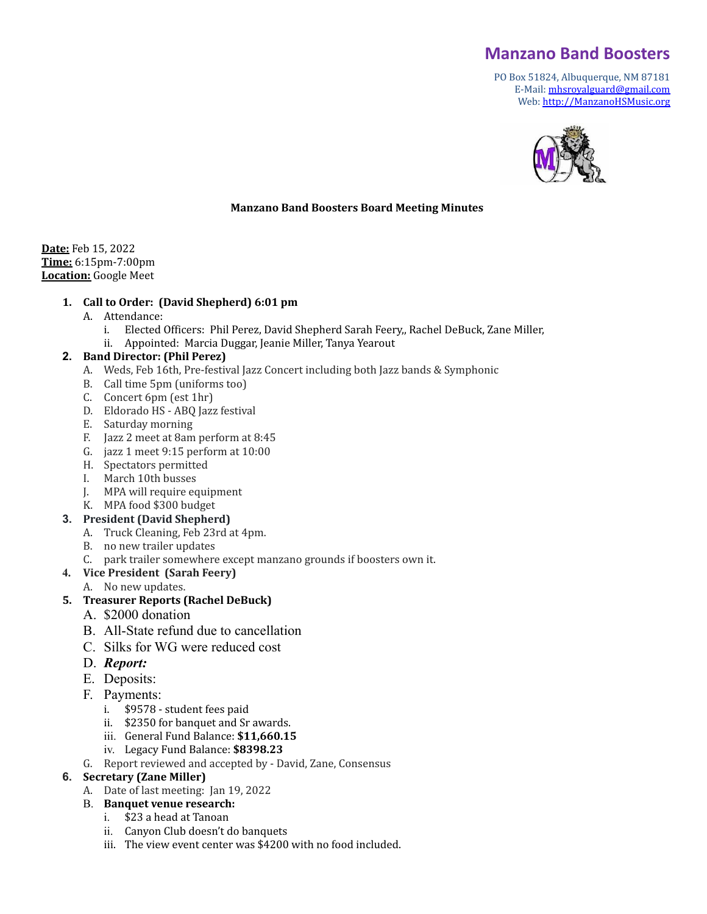# Manzano Band Boosters

PO Box 51824, Albuquerque, NM 87181
E-Mail: mhsroyalguard@gmail.com
Web: http://ManzanoHSMusic.org

**Manzano Band Boosters Board Meeting Minutes**

**Date:** Feb 15, 2022
**Time:** 6:15pm-7:00pm
**Location:** Google Meet

1. **Call to Order: (David Shepherd) 6:01 pm**
   A. Attendance:
      i. Elected Officers: Phil Perez, David Shepherd Sarah Feery,, Rachel DeBuck, Zane Miller,
      ii. Appointed: Marcia Duggar, Jeanie Miller, Tanya Yearout
2. **Band Director: (Phil Perez)**
   A. Weds, Feb 16th, Pre-festival Jazz Concert including both Jazz bands & Symphonic
   B. Call time 5pm (uniforms too)
   C. Concert 6pm (est 1hr)
   D. Eldorado HS - ABQ Jazz festival
   E. Saturday morning
   F. Jazz 2 meet at 8am perform at 8:45
   G. jazz 1 meet 9:15 perform at 10:00
   H. Spectators permitted
   I. March 10th busses
   J. MPA will require equipment
   K. MPA food $300 budget
3. **President (David Shepherd)**
   A. Truck Cleaning, Feb 23rd at 4pm.
   B. no new trailer updates
   C. park trailer somewhere except manzano grounds if boosters own it.
4. **Vice President (Sarah Feery)**
   A. No new updates.
5. **Treasurer Reports (Rachel DeBuck)**
   A. $2000 donation
   B. All-State refund due to cancellation
   C. Silks for WG were reduced cost
   D. ***Report:***
   E. Deposits:
   F. Payments:
      i. $9578 - student fees paid
      ii. $2350 for banquet and Sr awards.
      iii. General Fund Balance: **$11,660.15**
      iv. Legacy Fund Balance: **$8398.23**
   G. Report reviewed and accepted by - David, Zane, Consensus
6. **Secretary (Zane Miller)**
   A. Date of last meeting: Jan 19, 2022
   B. **Banquet venue research:**
      i. $23 a head at Tanoan
      ii. Canyon Club doesn't do banquets
      iii. The view event center was $4200 with no food included.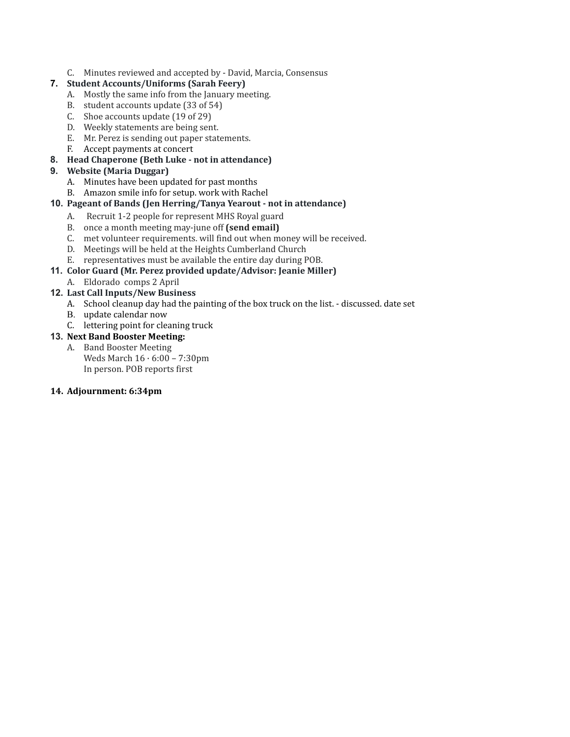C. Minutes reviewed and accepted by - David, Marcia, Consensus

7. **Student Accounts/Uniforms (Sarah Feery)**
   A. Mostly the same info from the January meeting.
   B. student accounts update (33 of 54)
   C. Shoe accounts update (19 of 29)
   D. Weekly statements are being sent.
   E. Mr. Perez is sending out paper statements.
   F. Accept payments at concert
8. **Head Chaperone (Beth Luke - not in attendance)**
9. **Website (Maria Duggar)**
   A. Minutes have been updated for past months
   B. Amazon smile info for setup. work with Rachel
10. **Pageant of Bands (Jen Herring/Tanya Yearout - not in attendance)**
    A. Recruit 1-2 people for represent MHS Royal guard
    B. once a month meeting may-june off **(send email)**
    C. met volunteer requirements. will find out when money will be received.
    D. Meetings will be held at the Heights Cumberland Church
    E. representatives must be available the entire day during POB.
11. **Color Guard (Mr. Perez provided update/Advisor: Jeanie Miller)**
    A. Eldorado comps 2 April
12. **Last Call Inputs/New Business**
    A. School cleanup day had the painting of the box truck on the list. - discussed. date set
    B. update calendar now
    C. lettering point for cleaning truck
13. **Next Band Booster Meeting:**
    A. Band Booster Meeting
       Weds March 16 · 6:00 – 7:30pm
       In person. POB reports first

14. **Adjournment: 6:34pm**